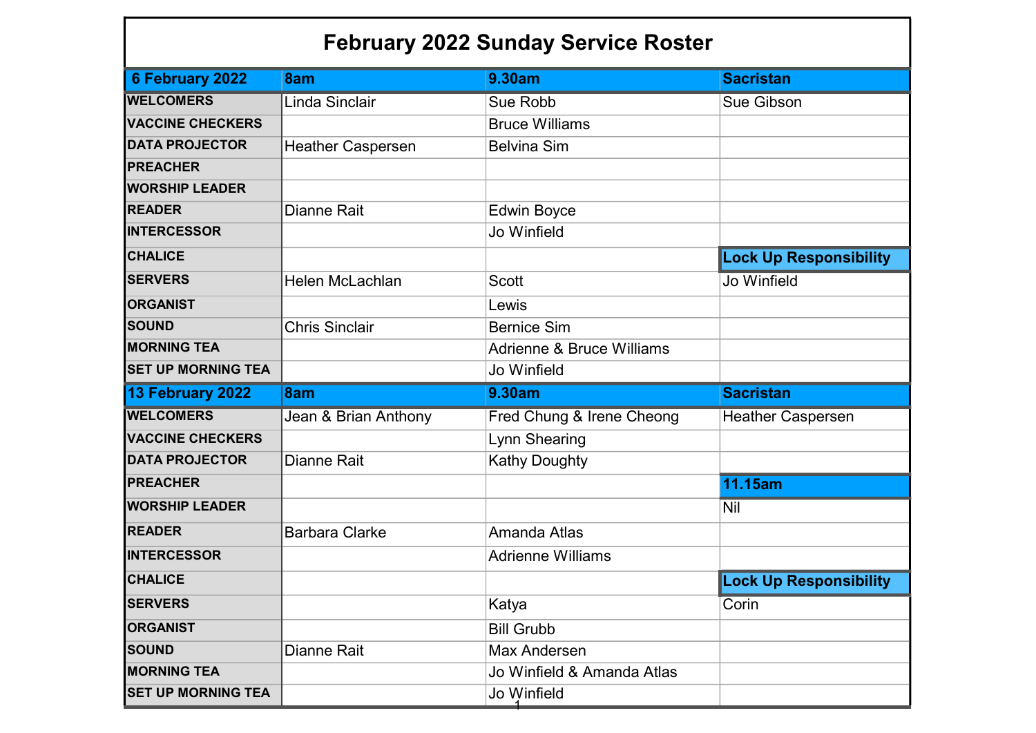# February 2022 Sunday Service Roster

| 6 February 2022 | 8am | 9.30am | Sacristan |
|---|---|---|---|
| WELCOMERS | Linda Sinclair | Sue Robb | Sue Gibson |
| VACCINE CHECKERS | | Bruce Williams | |
| DATA PROJECTOR | Heather Caspersen | Belvina Sim | |
| PREACHER | | | |
| WORSHIP LEADER | | | |
| READER | Dianne Rait | Edwin Boyce | |
| INTERCESSOR | | Jo Winfield | |
| CHALICE | | | **Lock Up Responsibility** |
| SERVERS | Helen McLachlan | Scott | Jo Winfield |
| ORGANIST | | Lewis | |
| SOUND | Chris Sinclair | Bernice Sim | |
| MORNING TEA | | Adrienne & Bruce Williams | |
| SET UP MORNING TEA | | Jo Winfield | |
| **13 February 2022** | **8am** | **9.30am** | **Sacristan** |
| WELCOMERS | Jean & Brian Anthony | Fred Chung & Irene Cheong | Heather Caspersen |
| VACCINE CHECKERS | | Lynn Shearing | |
| DATA PROJECTOR | Dianne Rait | Kathy Doughty | |
| PREACHER | | | **11.15am** |
| WORSHIP LEADER | | | Nil |
| READER | Barbara Clarke | Amanda Atlas | |
| INTERCESSOR | | Adrienne Williams | |
| CHALICE | | | **Lock Up Responsibility** |
| SERVERS | | Katya | Corin |
| ORGANIST | | Bill Grubb | |
| SOUND | Dianne Rait | Max Andersen | |
| MORNING TEA | | Jo Winfield & Amanda Atlas | |
| SET UP MORNING TEA | | Jo Winfield | |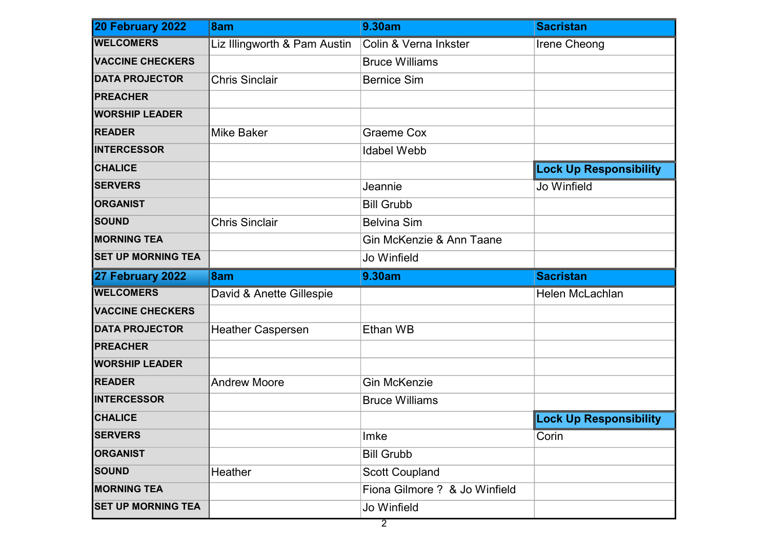| 20 February 2022 | 8am | 9.30am | Sacristan |
| --- | --- | --- | --- |
| WELCOMERS | Liz Illingworth & Pam Austin | Colin & Verna Inkster | Irene Cheong |
| VACCINE CHECKERS | | Bruce Williams | |
| DATA PROJECTOR | Chris Sinclair | Bernice Sim | |
| PREACHER | | | |
| WORSHIP LEADER | | | |
| READER | Mike Baker | Graeme Cox | |
| INTERCESSOR | | Idabel Webb | |
| CHALICE | | | **Lock Up Responsibility** |
| SERVERS | | Jeannie | Jo Winfield |
| ORGANIST | | Bill Grubb | |
| SOUND | Chris Sinclair | Belvina Sim | |
| MORNING TEA | | Gin McKenzie & Ann Taane | |
| SET UP MORNING TEA | | Jo Winfield | |
| **27 February 2022** | **8am** | **9.30am** | **Sacristan** |
| WELCOMERS | David & Anette Gillespie | | Helen McLachlan |
| VACCINE CHECKERS | | | |
| DATA PROJECTOR | Heather Caspersen | Ethan WB | |
| PREACHER | | | |
| WORSHIP LEADER | | | |
| READER | Andrew Moore | Gin McKenzie | |
| INTERCESSOR | | Bruce Williams | |
| CHALICE | | | **Lock Up Responsibility** |
| SERVERS | | Imke | Corin |
| ORGANIST | | Bill Grubb | |
| SOUND | Heather | Scott Coupland | |
| MORNING TEA | | Fiona Gilmore ? & Jo Winfield | |
| SET UP MORNING TEA | | Jo Winfield | |